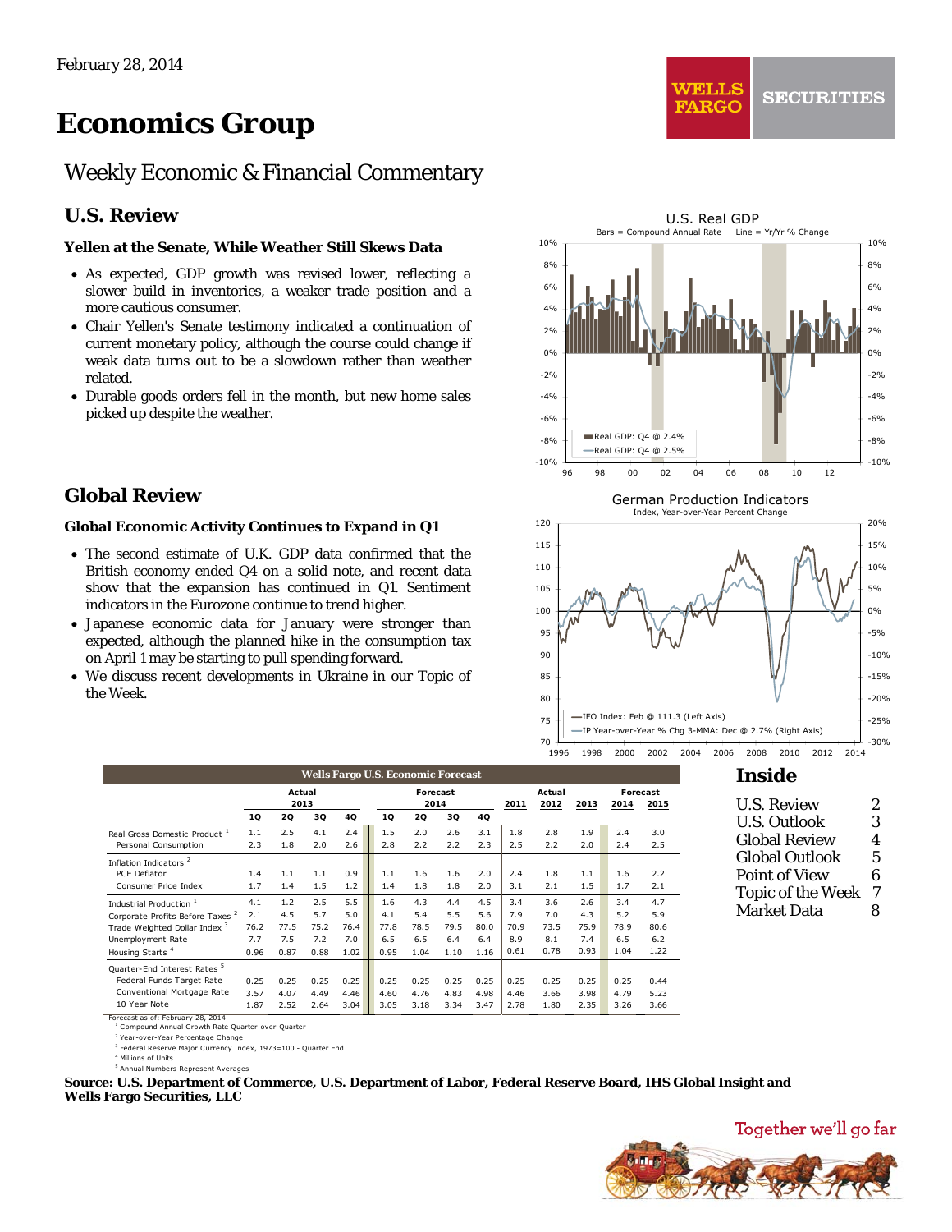February 28, 2014

# Economics Group

## Weekly Economic & Financial Commentary

## U.S. Review

### Yellen at the Senate, While Weather Still Skews Data

- As expected, GDP growth was revised lower, reflecting a slower build in inventories, a weaker trade position and a more cautious consumer.
- Chair Yellen's Senate testimony indicated a continuation of current monetary policy, although the course could change if weak data turns out to be a slowdown rather than weather related.
- Durable goods orders fell in the month, but new home sales picked up despite the weather.

U.S. Real GDP

Bars = Compound Annual Rate Line = Yr/Yr % Change

Real GDP: Q4 @ 2.4%
Real GDP: Q4 @ 2.5%

## Global Review

### Global Economic Activity Continues to Expand in Q1

- The second estimate of U.K. GDP data confirmed that the British economy ended Q4 on a solid note, and recent data show that the expansion has continued in Q1. Sentiment indicators in the Eurozone continue to trend higher.
- Japanese economic data for January were stronger than expected, although the planned hike in the consumption tax on April 1 may be starting to pull spending forward.
- We discuss recent developments in Ukraine in our Topic of the Week.

German Production Indicators

Index, Year-over-Year Percent Change

IFO Index: Feb @ 111.3 (Left Axis)
IP Year-over-Year % Chg 3-MMA: Dec @ 2.7% (Right Axis)

**Wells Fargo U.S. Economic Forecast**

| | Actual 2013 | | | | Forecast 2014 | | | | Actual | | | Forecast | |
|---|---|---|---|---|---|---|---|---|---|---|---|---|---|
| | 1Q | 2Q | 3Q | 4Q | 1Q | 2Q | 3Q | 4Q | 2011 | 2012 | 2013 | 2014 | 2015 |
| Real Gross Domestic Product [1] | 1.1 | 2.5 | 4.1 | 2.4 | 1.5 | 2.0 | 2.6 | 3.1 | 1.8 | 2.8 | 1.9 | 2.4 | 3.0 |
| Personal Consumption | 2.3 | 1.8 | 2.0 | 2.6 | 2.8 | 2.2 | 2.2 | 2.3 | 2.5 | 2.2 | 2.0 | 2.4 | 2.5 |
| Inflation Indicators [2] | | | | | | | | | | | | | |
| PCE Deflator | 1.4 | 1.1 | 1.1 | 0.9 | 1.1 | 1.6 | 1.6 | 2.0 | 2.4 | 1.8 | 1.1 | 1.6 | 2.2 |
| Consumer Price Index | 1.7 | 1.4 | 1.5 | 1.2 | 1.4 | 1.8 | 1.8 | 2.0 | 3.1 | 2.1 | 1.5 | 1.7 | 2.1 |
| Industrial Production [1] | 4.1 | 1.2 | 2.5 | 5.5 | 1.6 | 4.3 | 4.4 | 4.5 | 3.4 | 3.6 | 2.6 | 3.4 | 4.7 |
| Corporate Profits Before Taxes [2] | 2.1 | 4.5 | 5.7 | 5.0 | 4.1 | 5.4 | 5.5 | 5.6 | 7.9 | 7.0 | 4.3 | 5.2 | 5.9 |
| Trade Weighted Dollar Index [3] | 76.2 | 77.5 | 75.2 | 76.4 | 77.8 | 78.5 | 79.5 | 80.0 | 70.9 | 73.5 | 75.9 | 78.9 | 80.6 |
| Unemployment Rate | 7.7 | 7.5 | 7.2 | 7.0 | 6.5 | 6.5 | 6.4 | 6.4 | 8.9 | 8.1 | 7.4 | 6.5 | 6.2 |
| Housing Starts [4] | 0.96 | 0.87 | 0.88 | 1.02 | 0.95 | 1.04 | 1.10 | 1.16 | 0.61 | 0.78 | 0.93 | 1.04 | 1.22 |
| Quarter-End Interest Rates [5] | | | | | | | | | | | | | |
| Federal Funds Target Rate | 0.25 | 0.25 | 0.25 | 0.25 | 0.25 | 0.25 | 0.25 | 0.25 | 0.25 | 0.25 | 0.25 | 0.25 | 0.44 |
| Conventional Mortgage Rate | 3.57 | 4.07 | 4.49 | 4.46 | 4.60 | 4.76 | 4.83 | 4.98 | 4.46 | 3.66 | 3.98 | 4.79 | 5.23 |
| 10 Year Note | 1.87 | 2.52 | 2.64 | 3.04 | 3.05 | 3.18 | 3.34 | 3.47 | 2.78 | 1.80 | 2.35 | 3.26 | 3.66 |

Forecast as of: February 28, 2014
[1] Compound Annual Growth Rate Quarter-over-Quarter
[2] Year-over-Year Percentage Change
[3] Federal Reserve Major Currency Index, 1973=100 - Quarter End
[4] Millions of Units
[5] Annual Numbers Represent Averages

**Source: U.S. Department of Commerce, U.S. Department of Labor, Federal Reserve Board, IHS Global Insight and Wells Fargo Securities, LLC**

## Inside

| | |
|---|---|
| U.S. Review | 2 |
| U.S. Outlook | 3 |
| Global Review | 4 |
| Global Outlook | 5 |
| Point of View | 6 |
| Topic of the Week | 7 |
| Market Data | 8 |

Together we'll go far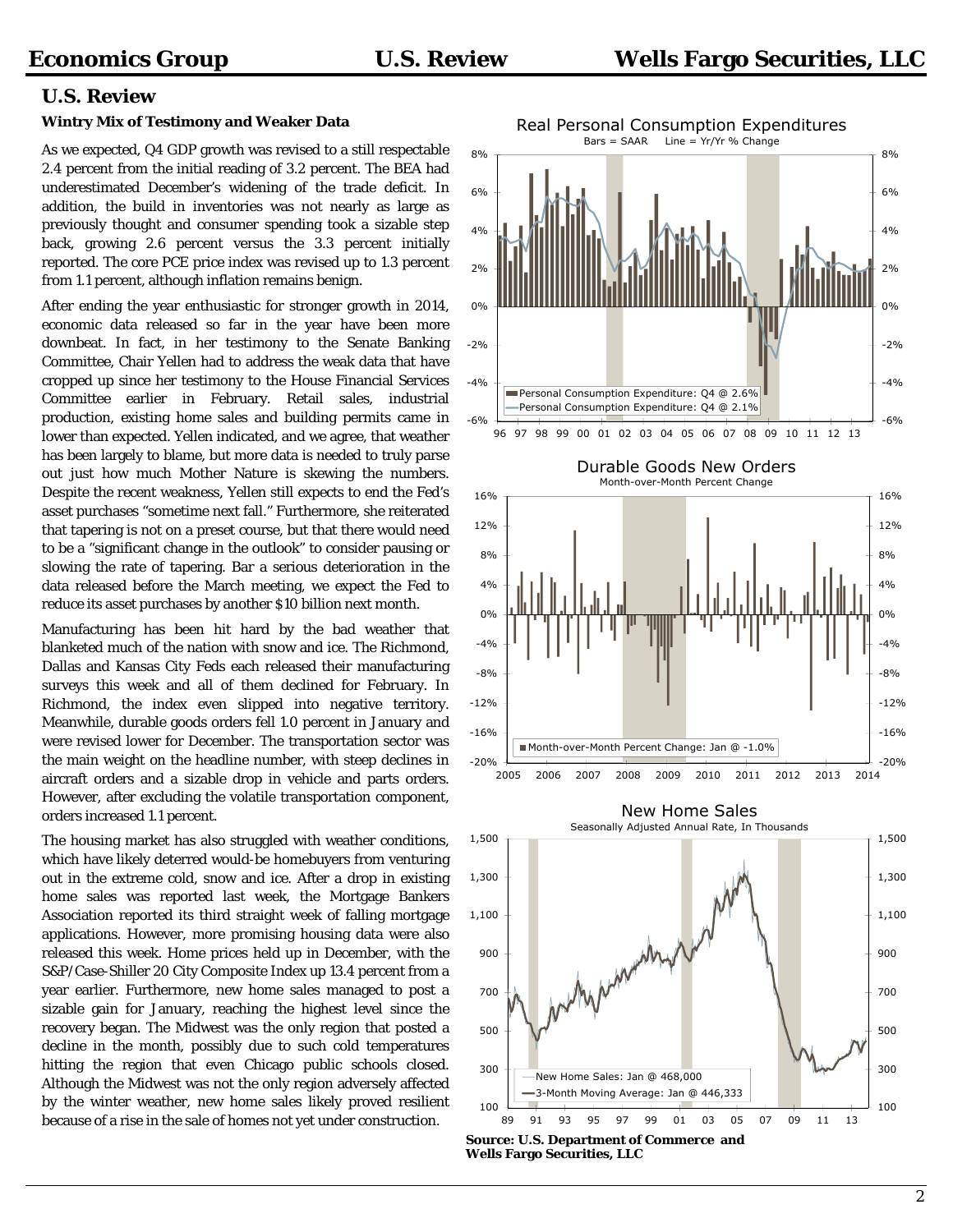## U.S. Review

**Wintry Mix of Testimony and Weaker Data**

As we expected, Q4 GDP growth was revised to a still respectable 2.4 percent from the initial reading of 3.2 percent. The BEA had underestimated December's widening of the trade deficit. In addition, the build in inventories was not nearly as large as previously thought and consumer spending took a sizable step back, growing 2.6 percent versus the 3.3 percent initially reported. The core PCE price index was revised up to 1.3 percent from 1.1 percent, although inflation remains benign.

After ending the year enthusiastic for stronger growth in 2014, economic data released so far in the year have been more downbeat. In fact, in her testimony to the Senate Banking Committee, Chair Yellen had to address the weak data that have cropped up since her testimony to the House Financial Services Committee earlier in February. Retail sales, industrial production, existing home sales and building permits came in lower than expected. Yellen indicated, and we agree, that weather has been largely to blame, but more data is needed to truly parse out just how much Mother Nature is skewing the numbers. Despite the recent weakness, Yellen still expects to end the Fed's asset purchases "sometime next fall." Furthermore, she reiterated that tapering is not on a preset course, but that there would need to be a "significant change in the outlook" to consider pausing or slowing the rate of tapering. Bar a serious deterioration in the data released before the March meeting, we expect the Fed to reduce its asset purchases by another $10 billion next month.

Manufacturing has been hit hard by the bad weather that blanketed much of the nation with snow and ice. The Richmond, Dallas and Kansas City Feds each released their manufacturing surveys this week and all of them declined for February. In Richmond, the index even slipped into negative territory. Meanwhile, durable goods orders fell 1.0 percent in January and were revised lower for December. The transportation sector was the main weight on the headline number, with steep declines in aircraft orders and a sizable drop in vehicle and parts orders. However, after excluding the volatile transportation component, orders increased 1.1 percent.

The housing market has also struggled with weather conditions, which have likely deterred would-be homebuyers from venturing out in the extreme cold, snow and ice. After a drop in existing home sales was reported last week, the Mortgage Bankers Association reported its third straight week of falling mortgage applications. However, more promising housing data were also released this week. Home prices held up in December, with the S&P/Case-Shiller 20 City Composite Index up 13.4 percent from a year earlier. Furthermore, new home sales managed to post a sizable gain for January, reaching the highest level since the recovery began. The Midwest was the only region that posted a decline in the month, possibly due to such cold temperatures hitting the region that even Chicago public schools closed. Although the Midwest was not the only region adversely affected by the winter weather, new home sales likely proved resilient because of a rise in the sale of homes not yet under construction.

**Real Personal Consumption Expenditures**
Bars = SAAR Line = Yr/Yr % Change
Personal Consumption Expenditure: Q4 @ 2.6%
Personal Consumption Expenditure: Q4 @ 2.1%

**Durable Goods New Orders**
Month-over-Month Percent Change
Month-over-Month Percent Change: Jan @ -1.0%

**New Home Sales**
Seasonally Adjusted Annual Rate, In Thousands
New Home Sales: Jan @ 468,000
3-Month Moving Average: Jan @ 446,333

**Source: U.S. Department of Commerce and Wells Fargo Securities, LLC**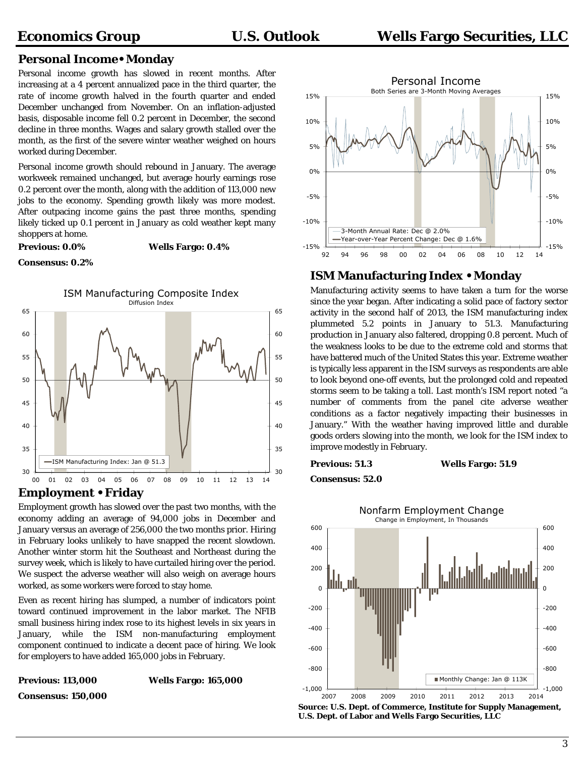## Personal Income • Monday

Personal income growth has slowed in recent months. After increasing at a 4 percent annualized pace in the third quarter, the rate of income growth halved in the fourth quarter and ended December unchanged from November. On an inflation-adjusted basis, disposable income fell 0.2 percent in December, the second decline in three months. Wages and salary growth stalled over the month, as the first of the severe winter weather weighed on hours worked during December.

Personal income growth should rebound in January. The average workweek remained unchanged, but average hourly earnings rose 0.2 percent over the month, along with the addition of 113,000 new jobs to the economy. Spending growth likely was more modest. After outpacing income gains the past three months, spending likely ticked up 0.1 percent in January as cold weather kept many shoppers at home.

**Previous: 0.0%** **Wells Fargo: 0.4%**

**Consensus: 0.2%**

## ISM Manufacturing Index • Monday

Manufacturing activity seems to have taken a turn for the worse since the year began. After indicating a solid pace of factory sector activity in the second half of 2013, the ISM manufacturing index plummeted 5.2 points in January to 51.3. Manufacturing production in January also faltered, dropping 0.8 percent. Much of the weakness looks to be due to the extreme cold and storms that have battered much of the United States this year. Extreme weather is typically less apparent in the ISM surveys as respondents are able to look beyond one-off events, but the prolonged cold and repeated storms seem to be taking a toll. Last month's ISM report noted "a number of comments from the panel cite adverse weather conditions as a factor negatively impacting their businesses in January." With the weather having improved little and durable goods orders slowing into the month, we look for the ISM index to improve modestly in February.

**Previous: 51.3** **Wells Fargo: 51.9**

**Consensus: 52.0**

## Employment • Friday

Employment growth has slowed over the past two months, with the economy adding an average of 94,000 jobs in December and January versus an average of 256,000 the two months prior. Hiring in February looks unlikely to have snapped the recent slowdown. Another winter storm hit the Southeast and Northeast during the survey week, which is likely to have curtailed hiring over the period. We suspect the adverse weather will also weigh on average hours worked, as some workers were forced to stay home.

Even as recent hiring has slumped, a number of indicators point toward continued improvement in the labor market. The NFIB small business hiring index rose to its highest levels in six years in January, while the ISM non-manufacturing employment component continued to indicate a decent pace of hiring. We look for employers to have added 165,000 jobs in February.

**Previous: 113,000** **Wells Fargo: 165,000**

**Consensus: 150,000**

**Source: U.S. Dept. of Commerce, Institute for Supply Management, U.S. Dept. of Labor and Wells Fargo Securities, LLC**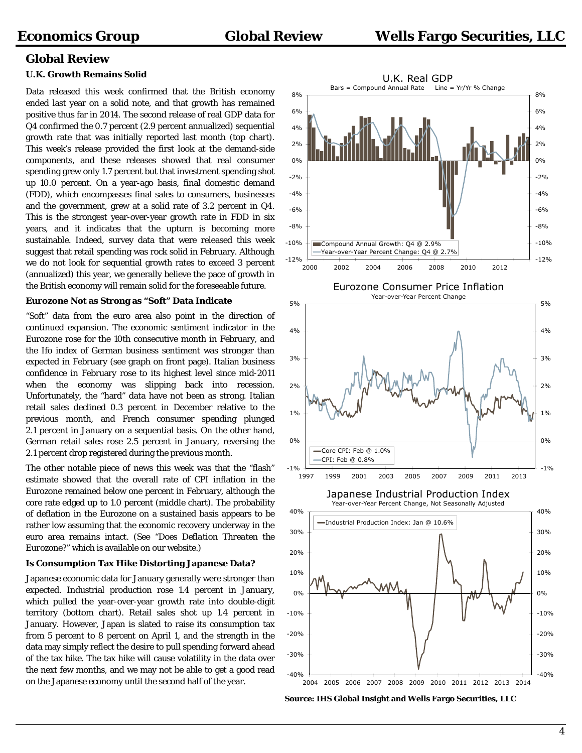## Global Review

### U.K. Growth Remains Solid

Data released this week confirmed that the British economy ended last year on a solid note, and that growth has remained positive thus far in 2014. The second release of real GDP data for Q4 confirmed the 0.7 percent (2.9 percent annualized) sequential growth rate that was initially reported last month (top chart). This week's release provided the first look at the demand-side components, and these releases showed that real consumer spending grew only 1.7 percent but that investment spending shot up 10.0 percent. On a year-ago basis, final domestic demand (FDD), which encompasses final sales to consumers, businesses and the government, grew at a solid rate of 3.2 percent in Q4. This is the strongest year-over-year growth rate in FDD in six years, and it indicates that the upturn is becoming more sustainable. Indeed, survey data that were released this week suggest that retail spending was rock solid in February. Although we do not look for sequential growth rates to exceed 3 percent (annualized) this year, we generally believe the pace of growth in the British economy will remain solid for the foreseeable future.

### Eurozone Not as Strong as "Soft" Data Indicate

"Soft" data from the euro area also point in the direction of continued expansion. The economic sentiment indicator in the Eurozone rose for the 10th consecutive month in February, and the Ifo index of German business sentiment was stronger than expected in February (see graph on front page). Italian business confidence in February rose to its highest level since mid-2011 when the economy was slipping back into recession. Unfortunately, the "hard" data have not been as strong. Italian retail sales declined 0.3 percent in December relative to the previous month, and French consumer spending plunged 2.1 percent in January on a sequential basis. On the other hand, German retail sales rose 2.5 percent in January, reversing the 2.1 percent drop registered during the previous month.

The other notable piece of news this week was that the "flash" estimate showed that the overall rate of CPI inflation in the Eurozone remained below one percent in February, although the core rate edged up to 1.0 percent (middle chart). The probability of deflation in the Eurozone on a sustained basis appears to be rather low assuming that the economic recovery underway in the euro area remains intact. (See "*Does Deflation Threaten the Eurozone?*" which is available on our website.)

### Is Consumption Tax Hike Distorting Japanese Data?

Japanese economic data for January generally were stronger than expected. Industrial production rose 1.4 percent in January, which pulled the year-over-year growth rate into double-digit territory (bottom chart). Retail sales shot up 1.4 percent in January. However, Japan is slated to raise its consumption tax from 5 percent to 8 percent on April 1, and the strength in the data may simply reflect the desire to pull spending forward ahead of the tax hike. The tax hike will cause volatility in the data over the next few months, and we may not be able to get a good read on the Japanese economy until the second half of the year.

**U.K. Real GDP**
Bars = Compound Annual Rate Line = Yr/Yr % Change
Compound Annual Growth: Q4 @ 2.9%
Year-over-Year Percent Change: Q4 @ 2.7%

**Eurozone Consumer Price Inflation**
Year-over-Year Percent Change
Core CPI: Feb @ 1.0%
CPI: Feb @ 0.8%

**Japanese Industrial Production Index**
Year-over-Year Percent Change, Not Seasonally Adjusted
Industrial Production Index: Jan @ 10.6%

**Source: IHS Global Insight and Wells Fargo Securities, LLC**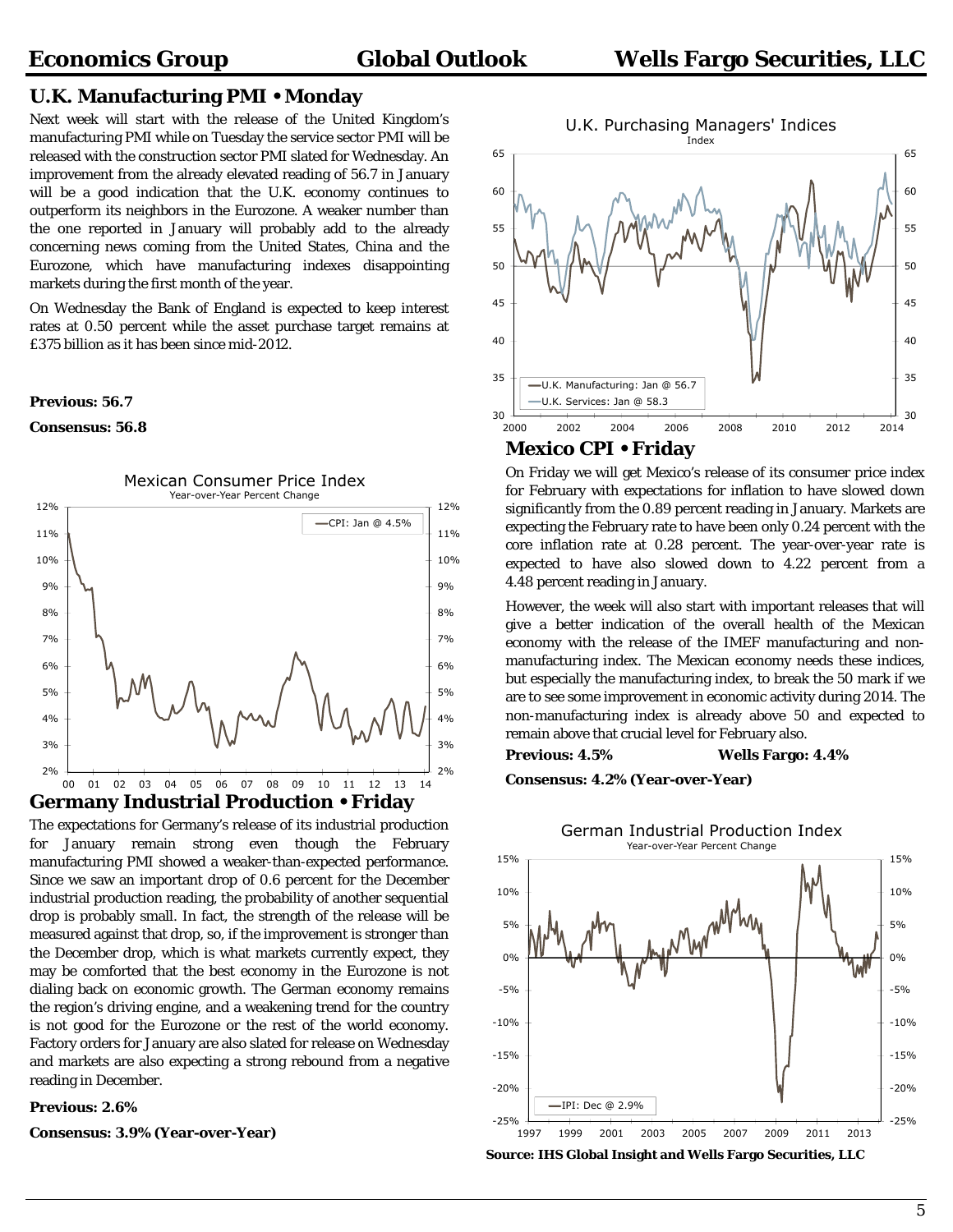## U.K. Manufacturing PMI • Monday

Next week will start with the release of the United Kingdom's manufacturing PMI while on Tuesday the service sector PMI will be released with the construction sector PMI slated for Wednesday. An improvement from the already elevated reading of 56.7 in January will be a good indication that the U.K. economy continues to outperform its neighbors in the Eurozone. A weaker number than the one reported in January will probably add to the already concerning news coming from the United States, China and the Eurozone, which have manufacturing indexes disappointing markets during the first month of the year.

On Wednesday the Bank of England is expected to keep interest rates at 0.50 percent while the asset purchase target remains at £375 billion as it has been since mid-2012.

**Previous: 56.7**

**Consensus: 56.8**

## Mexico CPI • Friday

On Friday we will get Mexico's release of its consumer price index for February with expectations for inflation to have slowed down significantly from the 0.89 percent reading in January. Markets are expecting the February rate to have been only 0.24 percent with the core inflation rate at 0.28 percent. The year-over-year rate is expected to have also slowed down to 4.22 percent from a 4.48 percent reading in January.

However, the week will also start with important releases that will give a better indication of the overall health of the Mexican economy with the release of the IMEF manufacturing and non-manufacturing index. The Mexican economy needs these indices, but especially the manufacturing index, to break the 50 mark if we are to see some improvement in economic activity during 2014. The non-manufacturing index is already above 50 and expected to remain above that crucial level for February also.

**Previous: 4.5%** **Wells Fargo: 4.4%**

**Consensus: 4.2% (Year-over-Year)**

## Germany Industrial Production • Friday

The expectations for Germany's release of its industrial production for January remain strong even though the February manufacturing PMI showed a weaker-than-expected performance. Since we saw an important drop of 0.6 percent for the December industrial production reading, the probability of another sequential drop is probably small. In fact, the strength of the release will be measured against that drop, so, if the improvement is stronger than the December drop, which is what markets currently expect, they may be comforted that the best economy in the Eurozone is not dialing back on economic growth. The German economy remains the region's driving engine, and a weakening trend for the country is not good for the Eurozone or the rest of the world economy. Factory orders for January are also slated for release on Wednesday and markets are also expecting a strong rebound from a negative reading in December.

**Previous: 2.6%**

**Consensus: 3.9% (Year-over-Year)**

**Source: IHS Global Insight and Wells Fargo Securities, LLC**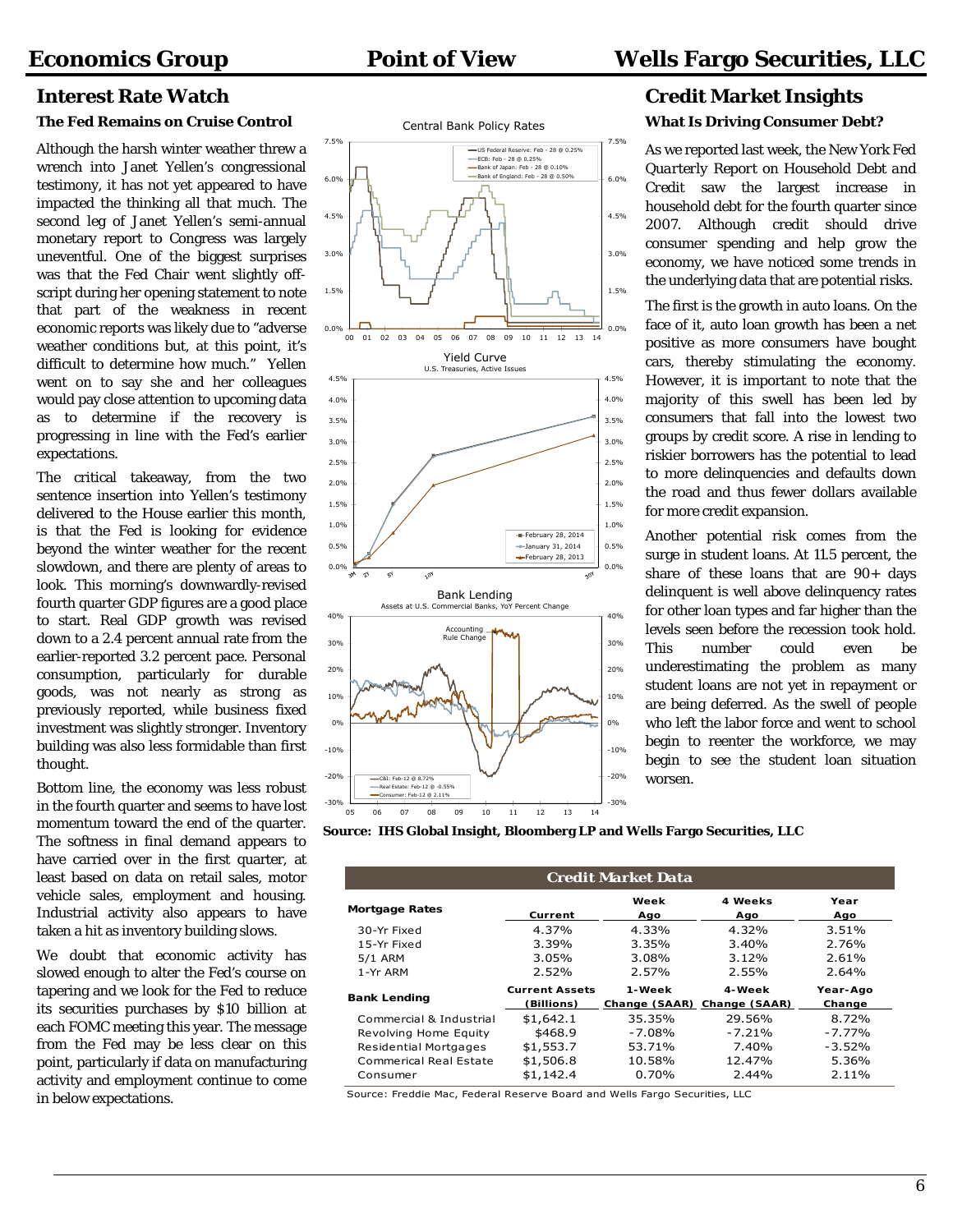## Interest Rate Watch

### The Fed Remains on Cruise Control

Although the harsh winter weather threw a wrench into Janet Yellen's congressional testimony, it has not yet appeared to have impacted the thinking all that much. The second leg of Janet Yellen's semi-annual monetary report to Congress was largely uneventful. One of the biggest surprises was that the Fed Chair went slightly off-script during her opening statement to note that part of the weakness in recent economic reports was likely due to "adverse weather conditions but, at this point, it's difficult to determine how much." Yellen went on to say she and her colleagues would pay close attention to upcoming data as to determine if the recovery is progressing in line with the Fed's earlier expectations.

The critical takeaway, from the two sentence insertion into Yellen's testimony delivered to the House earlier this month, is that the Fed is looking for evidence beyond the winter weather for the recent slowdown, and there are plenty of areas to look. This morning's downwardly-revised fourth quarter GDP figures are a good place to start. Real GDP growth was revised down to a 2.4 percent annual rate from the earlier-reported 3.2 percent pace. Personal consumption, particularly for durable goods, was not nearly as strong as previously reported, while business fixed investment was slightly stronger. Inventory building was also less formidable than first thought.

Bottom line, the economy was less robust in the fourth quarter and seems to have lost momentum toward the end of the quarter. The softness in final demand appears to have carried over in the first quarter, at least based on data on retail sales, motor vehicle sales, employment and housing. Industrial activity also appears to have taken a hit as inventory building slows.

We doubt that economic activity has slowed enough to alter the Fed's course on tapering and we look for the Fed to reduce its securities purchases by $10 billion at each FOMC meeting this year. The message from the Fed may be less clear on this point, particularly if data on manufacturing activity and employment continue to come in below expectations.

**Source: IHS Global Insight, Bloomberg LP and Wells Fargo Securities, LLC**

## Credit Market Insights

### What Is Driving Consumer Debt?

As we reported last week, the New York Fed *Quarterly Report on Household Debt and Credit* saw the largest increase in household debt for the fourth quarter since 2007. Although credit should drive consumer spending and help grow the economy, we have noticed some trends in the underlying data that are potential risks.

The first is the growth in auto loans. On the face of it, auto loan growth has been a net positive as more consumers have bought cars, thereby stimulating the economy. However, it is important to note that the majority of this swell has been led by consumers that fall into the lowest two groups by credit score. A rise in lending to riskier borrowers has the potential to lead to more delinquencies and defaults down the road and thus fewer dollars available for more credit expansion.

Another potential risk comes from the surge in student loans. At 11.5 percent, the share of these loans that are 90+ days delinquent is well above delinquency rates for other loan types and far higher than the levels seen before the recession took hold. This number could even be underestimating the problem as many student loans are not yet in repayment or are being deferred. As the swell of people who left the labor force and went to school begin to reenter the workforce, we may begin to see the student loan situation worsen.

**Credit Market Data**

| Mortgage Rates | Current | Week Ago | 4 Weeks Ago | Year Ago |
|---|---|---|---|---|
| 30-Yr Fixed | 4.37% | 4.33% | 4.32% | 3.51% |
| 15-Yr Fixed | 3.39% | 3.35% | 3.40% | 2.76% |
| 5/1 ARM | 3.05% | 3.08% | 3.12% | 2.61% |
| 1-Yr ARM | 2.52% | 2.57% | 2.55% | 2.64% |
| **Bank Lending** | **Current Assets (Billions)** | **1-Week Change (SAAR)** | **4-Week Change (SAAR)** | **Year-Ago Change** |
| Commercial & Industrial | $1,642.1 | 35.35% | 29.56% | 8.72% |
| Revolving Home Equity | $468.9 | -7.08% | -7.21% | -7.77% |
| Residential Mortgages | $1,553.7 | 53.71% | 7.40% | -3.52% |
| Commerical Real Estate | $1,506.8 | 10.58% | 12.47% | 5.36% |
| Consumer | $1,142.4 | 0.70% | 2.44% | 2.11% |

Source: Freddie Mac, Federal Reserve Board and Wells Fargo Securities, LLC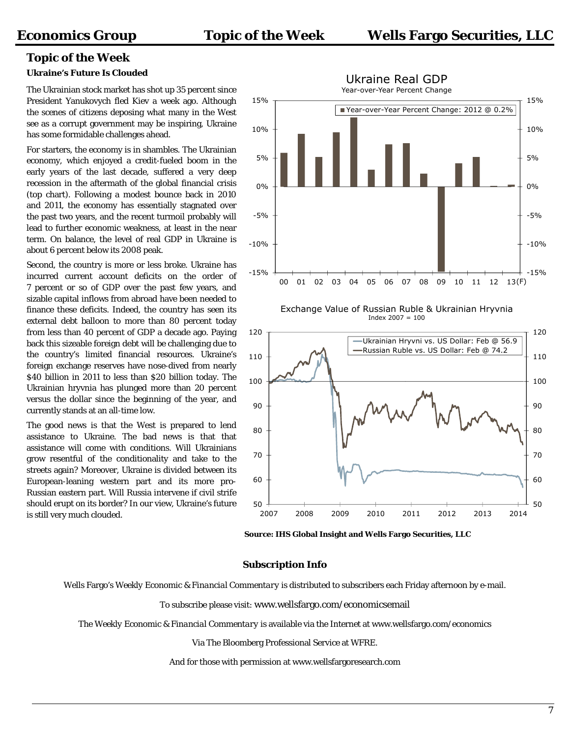## Topic of the Week

**Ukraine's Future Is Clouded**

The Ukrainian stock market has shot up 35 percent since President Yanukovych fled Kiev a week ago. Although the scenes of citizens deposing what many in the West see as a corrupt government may be inspiring, Ukraine has some formidable challenges ahead.

For starters, the economy is in shambles. The Ukrainian economy, which enjoyed a credit-fueled boom in the early years of the last decade, suffered a very deep recession in the aftermath of the global financial crisis (top chart). Following a modest bounce back in 2010 and 2011, the economy has essentially stagnated over the past two years, and the recent turmoil probably will lead to further economic weakness, at least in the near term. On balance, the level of real GDP in Ukraine is about 6 percent below its 2008 peak.

Second, the country is more or less broke. Ukraine has incurred current account deficits on the order of 7 percent or so of GDP over the past few years, and sizable capital inflows from abroad have been needed to finance these deficits. Indeed, the country has seen its external debt balloon to more than 80 percent today from less than 40 percent of GDP a decade ago. Paying back this sizeable foreign debt will be challenging due to the country's limited financial resources. Ukraine's foreign exchange reserves have nose-dived from nearly $40 billion in 2011 to less than $20 billion today. The Ukrainian hryvnia has plunged more than 20 percent versus the dollar since the beginning of the year, and currently stands at an all-time low.

The good news is that the West is prepared to lend assistance to Ukraine. The bad news is that that assistance will come with conditions. Will Ukrainians grow resentful of the conditionality and take to the streets again? Moreover, Ukraine is divided between its European-leaning western part and its more pro-Russian eastern part. Will Russia intervene if civil strife should erupt on its border? In our view, Ukraine's future is still very much clouded.

**Source: IHS Global Insight and Wells Fargo Securities, LLC**

### Subscription Info

Wells Fargo's *Weekly Economic & Financial Commentary* is distributed to subscribers each Friday afternoon by e-mail.

To subscribe please visit: www.wellsfargo.com/economicsemail

The *Weekly Economic & Financial Commentary* is available via the Internet at www.wellsfargo.com/economics

Via The Bloomberg Professional Service at WFRE.

And for those with permission at www.wellsfargoresearch.com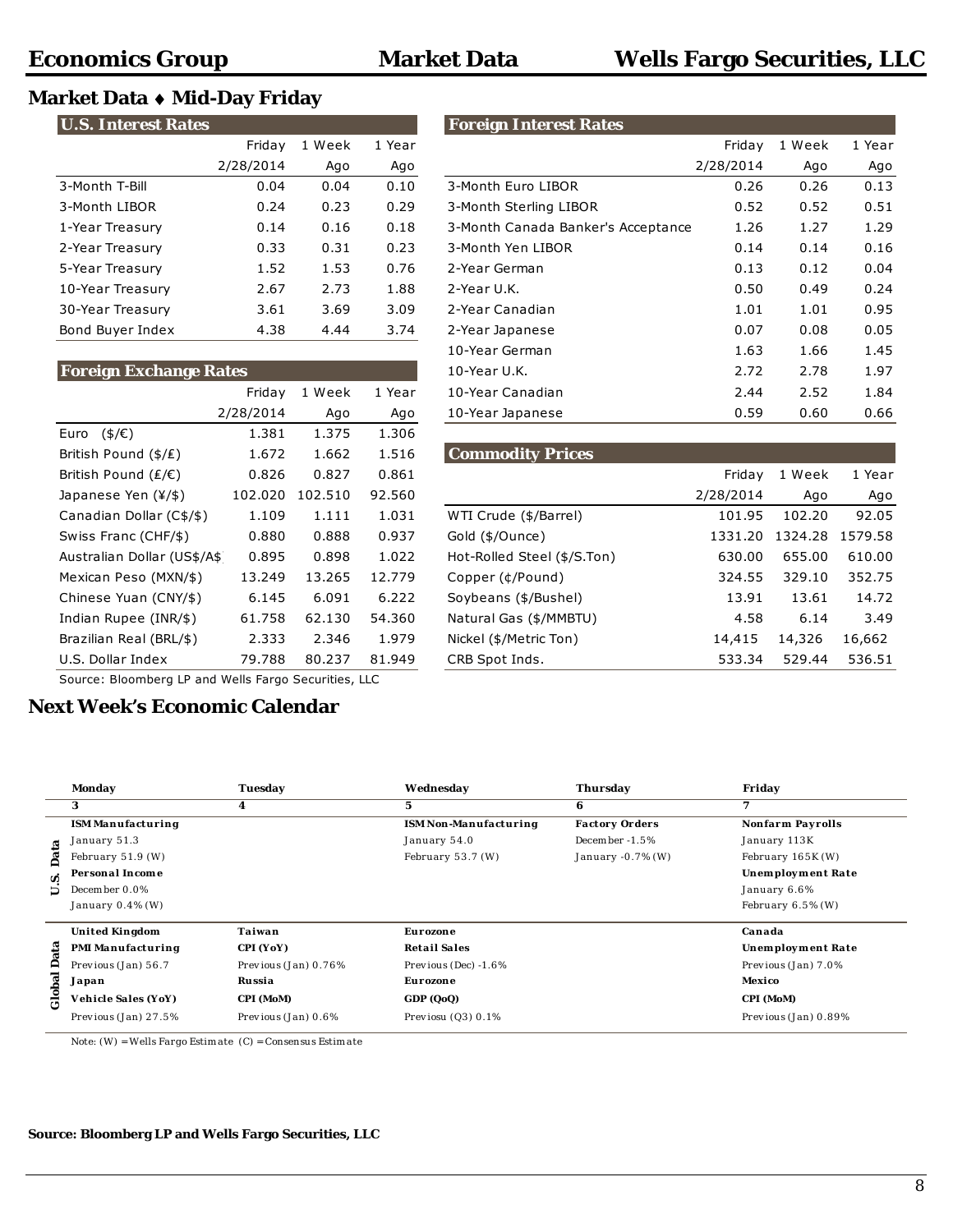## Market Data ♦ Mid-Day Friday

| U.S. Interest Rates | Friday 2/28/2014 | 1 Week Ago | 1 Year Ago |
|---|---|---|---|
| 3-Month T-Bill | 0.04 | 0.04 | 0.10 |
| 3-Month LIBOR | 0.24 | 0.23 | 0.29 |
| 1-Year Treasury | 0.14 | 0.16 | 0.18 |
| 2-Year Treasury | 0.33 | 0.31 | 0.23 |
| 5-Year Treasury | 1.52 | 1.53 | 0.76 |
| 10-Year Treasury | 2.67 | 2.73 | 1.88 |
| 30-Year Treasury | 3.61 | 3.69 | 3.09 |
| Bond Buyer Index | 4.38 | 4.44 | 3.74 |

| Foreign Exchange Rates | Friday 2/28/2014 | 1 Week Ago | 1 Year Ago |
|---|---|---|---|
| Euro ($/€) | 1.381 | 1.375 | 1.306 |
| British Pound ($/₤) | 1.672 | 1.662 | 1.516 |
| British Pound (₤/€) | 0.826 | 0.827 | 0.861 |
| Japanese Yen (¥/$) | 102.020 | 102.510 | 92.560 |
| Canadian Dollar (C$/$) | 1.109 | 1.111 | 1.031 |
| Swiss Franc (CHF/$) | 0.880 | 0.888 | 0.937 |
| Australian Dollar (US$/A$ | 0.895 | 0.898 | 1.022 |
| Mexican Peso (MXN/$) | 13.249 | 13.265 | 12.779 |
| Chinese Yuan (CNY/$) | 6.145 | 6.091 | 6.222 |
| Indian Rupee (INR/$) | 61.758 | 62.130 | 54.360 |
| Brazilian Real (BRL/$) | 2.333 | 2.346 | 1.979 |
| U.S. Dollar Index | 79.788 | 80.237 | 81.949 |

Source: Bloomberg LP and Wells Fargo Securities, LLC

| Foreign Interest Rates | Friday 2/28/2014 | 1 Week Ago | 1 Year Ago |
|---|---|---|---|
| 3-Month Euro LIBOR | 0.26 | 0.26 | 0.13 |
| 3-Month Sterling LIBOR | 0.52 | 0.52 | 0.51 |
| 3-Month Canada Banker's Acceptance | 1.26 | 1.27 | 1.29 |
| 3-Month Yen LIBOR | 0.14 | 0.14 | 0.16 |
| 2-Year German | 0.13 | 0.12 | 0.04 |
| 2-Year U.K. | 0.50 | 0.49 | 0.24 |
| 2-Year Canadian | 1.01 | 1.01 | 0.95 |
| 2-Year Japanese | 0.07 | 0.08 | 0.05 |
| 10-Year German | 1.63 | 1.66 | 1.45 |
| 10-Year U.K. | 2.72 | 2.78 | 1.97 |
| 10-Year Canadian | 2.44 | 2.52 | 1.84 |
| 10-Year Japanese | 0.59 | 0.60 | 0.66 |

| Commodity Prices | Friday 2/28/2014 | 1 Week Ago | 1 Year Ago |
|---|---|---|---|
| WTI Crude ($/Barrel) | 101.95 | 102.20 | 92.05 |
| Gold ($/Ounce) | 1331.20 | 1324.28 | 1579.58 |
| Hot-Rolled Steel ($/S.Ton) | 630.00 | 655.00 | 610.00 |
| Copper (¢/Pound) | 324.55 | 329.10 | 352.75 |
| Soybeans ($/Bushel) | 13.91 | 13.61 | 14.72 |
| Natural Gas ($/MMBTU) | 4.58 | 6.14 | 3.49 |
| Nickel ($/Metric Ton) | 14,415 | 14,326 | 16,662 |
| CRB Spot Inds. | 533.34 | 529.44 | 536.51 |

## Next Week's Economic Calendar

| | Monday 3 | Tuesday 4 | Wednesday 5 | Thursday 6 | Friday 7 |
|---|---|---|---|---|---|
| U.S. Data | **ISM Manufacturing**<br>January 51.3<br>February 51.9 (W)<br>**Personal Income**<br>December 0.0%<br>January 0.4% (W) | | **ISM Non-Manufacturing**<br>January 54.0<br>February 53.7 (W) | **Factory Orders**<br>December -1.5%<br>January -0.7% (W) | **Nonfarm Payrolls**<br>January 113K<br>February 165K (W)<br>**Unemployment Rate**<br>January 6.6%<br>February 6.5% (W) |
| Global Data | **United Kingdom**<br>**PMI Manufacturing**<br>Previous (Jan) 56.7<br>**Japan**<br>**Vehicle Sales (YoY)**<br>Previous (Jan) 27.5% | **Taiwan**<br>**CPI (YoY)**<br>Previous (Jan) 0.76%<br>**Russia**<br>**CPI (MoM)**<br>Previous (Jan) 0.6% | **Eurozone**<br>**Retail Sales**<br>Previous (Dec) -1.6%<br>**Eurozone**<br>**GDP (QoQ)**<br>Previosu (Q3) 0.1% | | **Canada**<br>**Unemployment Rate**<br>Previous (Jan) 7.0%<br>**Mexico**<br>**CPI (MoM)**<br>Previous (Jan) 0.89% |

Note: (W) = Wells Fargo Estimate (C) = Consensus Estimate

**Source: Bloomberg LP and Wells Fargo Securities, LLC**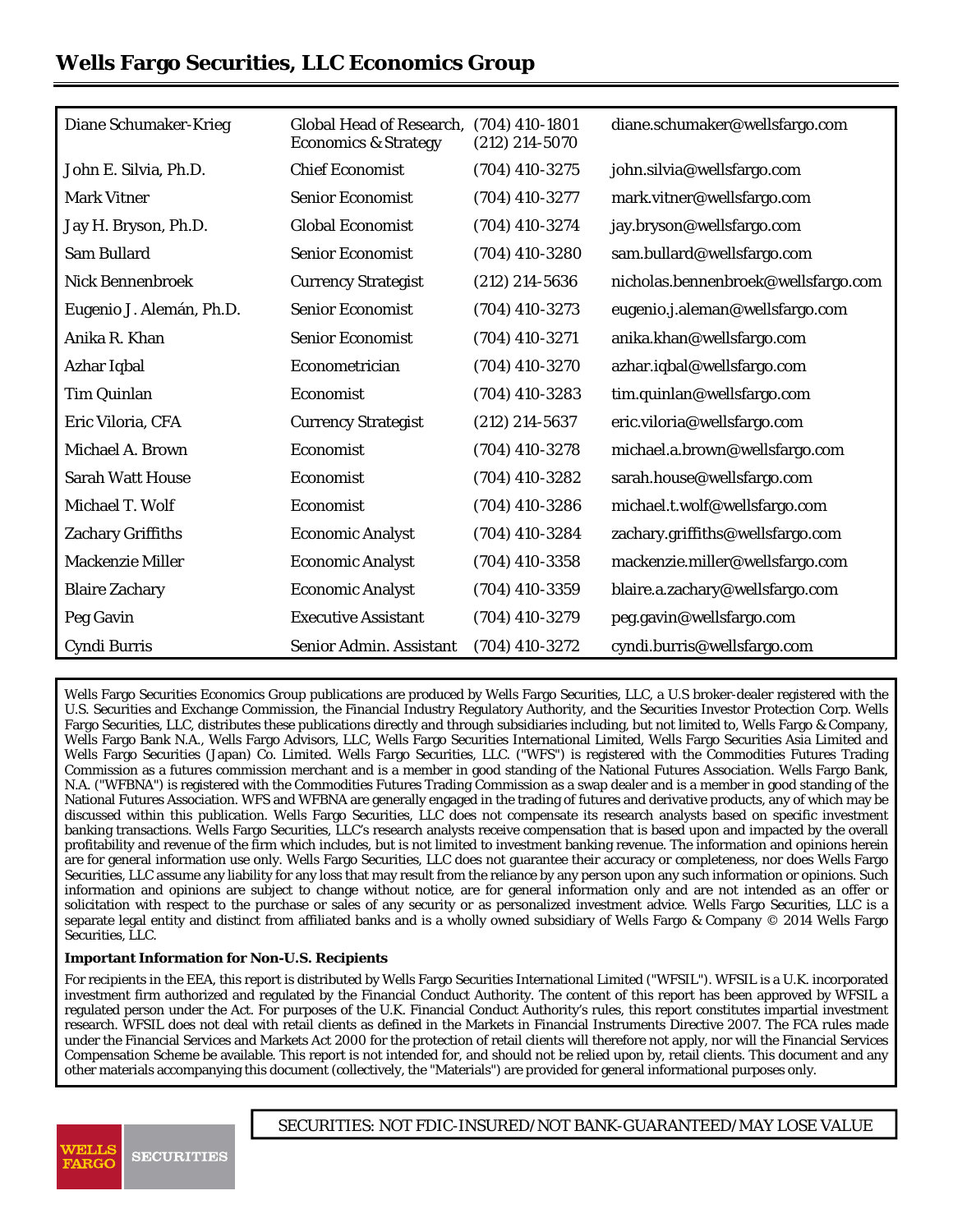## Wells Fargo Securities, LLC Economics Group

| | | | |
|---|---|---|---|
| Diane Schumaker-Krieg | Global Head of Research, Economics & Strategy | (704) 410-1801<br>(212) 214-5070 | diane.schumaker@wellsfargo.com |
| John E. Silvia, Ph.D. | Chief Economist | (704) 410-3275 | john.silvia@wellsfargo.com |
| Mark Vitner | Senior Economist | (704) 410-3277 | mark.vitner@wellsfargo.com |
| Jay H. Bryson, Ph.D. | Global Economist | (704) 410-3274 | jay.bryson@wellsfargo.com |
| Sam Bullard | Senior Economist | (704) 410-3280 | sam.bullard@wellsfargo.com |
| Nick Bennenbroek | Currency Strategist | (212) 214-5636 | nicholas.bennenbroek@wellsfargo.com |
| Eugenio J. Alemán, Ph.D. | Senior Economist | (704) 410-3273 | eugenio.j.aleman@wellsfargo.com |
| Anika R. Khan | Senior Economist | (704) 410-3271 | anika.khan@wellsfargo.com |
| Azhar Iqbal | Econometrician | (704) 410-3270 | azhar.iqbal@wellsfargo.com |
| Tim Quinlan | Economist | (704) 410-3283 | tim.quinlan@wellsfargo.com |
| Eric Viloria, CFA | Currency Strategist | (212) 214-5637 | eric.viloria@wellsfargo.com |
| Michael A. Brown | Economist | (704) 410-3278 | michael.a.brown@wellsfargo.com |
| Sarah Watt House | Economist | (704) 410-3282 | sarah.house@wellsfargo.com |
| Michael T. Wolf | Economist | (704) 410-3286 | michael.t.wolf@wellsfargo.com |
| Zachary Griffiths | Economic Analyst | (704) 410-3284 | zachary.griffiths@wellsfargo.com |
| Mackenzie Miller | Economic Analyst | (704) 410-3358 | mackenzie.miller@wellsfargo.com |
| Blaire Zachary | Economic Analyst | (704) 410-3359 | blaire.a.zachary@wellsfargo.com |
| Peg Gavin | Executive Assistant | (704) 410-3279 | peg.gavin@wellsfargo.com |
| Cyndi Burris | Senior Admin. Assistant | (704) 410-3272 | cyndi.burris@wellsfargo.com |

Wells Fargo Securities Economics Group publications are produced by Wells Fargo Securities, LLC, a U.S broker-dealer registered with the U.S. Securities and Exchange Commission, the Financial Industry Regulatory Authority, and the Securities Investor Protection Corp. Wells Fargo Securities, LLC, distributes these publications directly and through subsidiaries including, but not limited to, Wells Fargo & Company, Wells Fargo Bank N.A., Wells Fargo Advisors, LLC, Wells Fargo Securities International Limited, Wells Fargo Securities Asia Limited and Wells Fargo Securities (Japan) Co. Limited. Wells Fargo Securities, LLC. ("WFS") is registered with the Commodities Futures Trading Commission as a futures commission merchant and is a member in good standing of the National Futures Association. Wells Fargo Bank, N.A. ("WFBNA") is registered with the Commodities Futures Trading Commission as a swap dealer and is a member in good standing of the National Futures Association. WFS and WFBNA are generally engaged in the trading of futures and derivative products, any of which may be discussed within this publication. Wells Fargo Securities, LLC does not compensate its research analysts based on specific investment banking transactions. Wells Fargo Securities, LLC's research analysts receive compensation that is based upon and impacted by the overall profitability and revenue of the firm which includes, but is not limited to investment banking revenue. The information and opinions herein are for general information use only. Wells Fargo Securities, LLC does not guarantee their accuracy or completeness, nor does Wells Fargo Securities, LLC assume any liability for any loss that may result from the reliance by any person upon any such information or opinions. Such information and opinions are subject to change without notice, are for general information only and are not intended as an offer or solicitation with respect to the purchase or sales of any security or as personalized investment advice. Wells Fargo Securities, LLC is a separate legal entity and distinct from affiliated banks and is a wholly owned subsidiary of Wells Fargo & Company © 2014 Wells Fargo Securities, LLC.

**Important Information for Non-U.S. Recipients**

For recipients in the EEA, this report is distributed by Wells Fargo Securities International Limited ("WFSIL"). WFSIL is a U.K. incorporated investment firm authorized and regulated by the Financial Conduct Authority. The content of this report has been approved by WFSIL a regulated person under the Act. For purposes of the U.K. Financial Conduct Authority's rules, this report constitutes impartial investment research. WFSIL does not deal with retail clients as defined in the Markets in Financial Instruments Directive 2007. The FCA rules made under the Financial Services and Markets Act 2000 for the protection of retail clients will therefore not apply, nor will the Financial Services Compensation Scheme be available. This report is not intended for, and should not be relied upon by, retail clients. This document and any other materials accompanying this document (collectively, the "Materials") are provided for general informational purposes only.

SECURITIES: NOT FDIC-INSURED/NOT BANK-GUARANTEED/MAY LOSE VALUE

WELLS FARGO SECURITIES